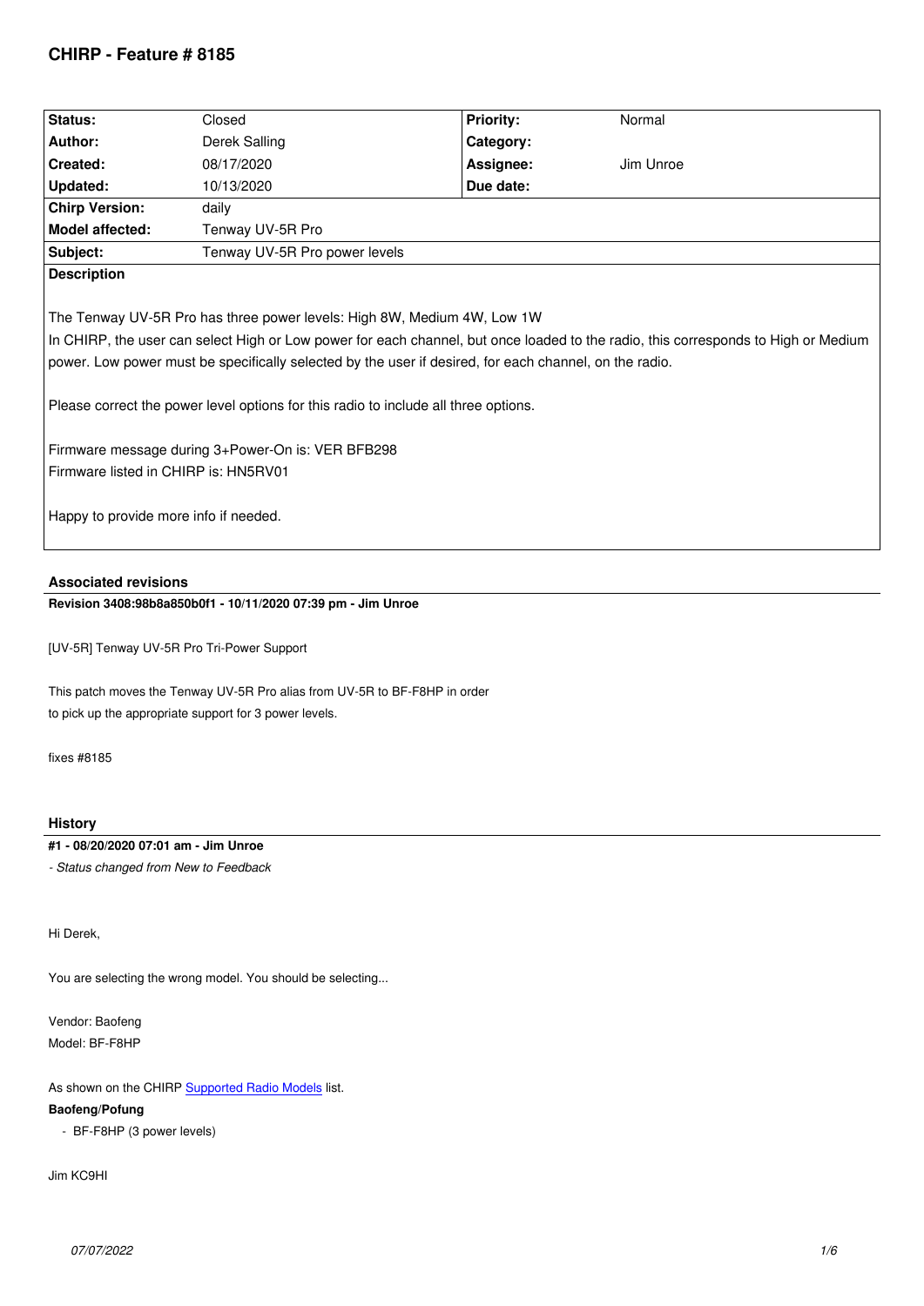# CHIRP - Feature # 8185

| Status: | Closed | Priority: | Normal |
|---|---|---|---|
| Author: | Derek Salling | Category: | |
| Created: | 08/17/2020 | Assignee: | Jim Unroe |
| Updated: | 10/13/2020 | Due date: | |
| Chirp Version: | daily | | |
| Model affected: | Tenway UV-5R Pro | | |
| Subject: | Tenway UV-5R Pro power levels | | |

**Description**

The Tenway UV-5R Pro has three power levels: High 8W, Medium 4W, Low 1W
In CHIRP, the user can select High or Low power for each channel, but once loaded to the radio, this corresponds to High or Medium power. Low power must be specifically selected by the user if desired, for each channel, on the radio.

Please correct the power level options for this radio to include all three options.

Firmware message during 3+Power-On is: VER BFB298
Firmware listed in CHIRP is: HN5RV01

Happy to provide more info if needed.

## Associated revisions

**Revision 3408:98b8a850b0f1 - 10/11/2020 07:39 pm - Jim Unroe**

[UV-5R] Tenway UV-5R Pro Tri-Power Support

This patch moves the Tenway UV-5R Pro alias from UV-5R to BF-F8HP in order
to pick up the appropriate support for 3 power levels.

fixes #8185

## History

**#1 - 08/20/2020 07:01 am - Jim Unroe**

*- Status changed from New to Feedback*

Hi Derek,

You are selecting the wrong model. You should be selecting...

Vendor: Baofeng
Model: BF-F8HP

As shown on the CHIRP Supported Radio Models list.

**Baofeng/Pofung**

- BF-F8HP (3 power levels)

Jim KC9HI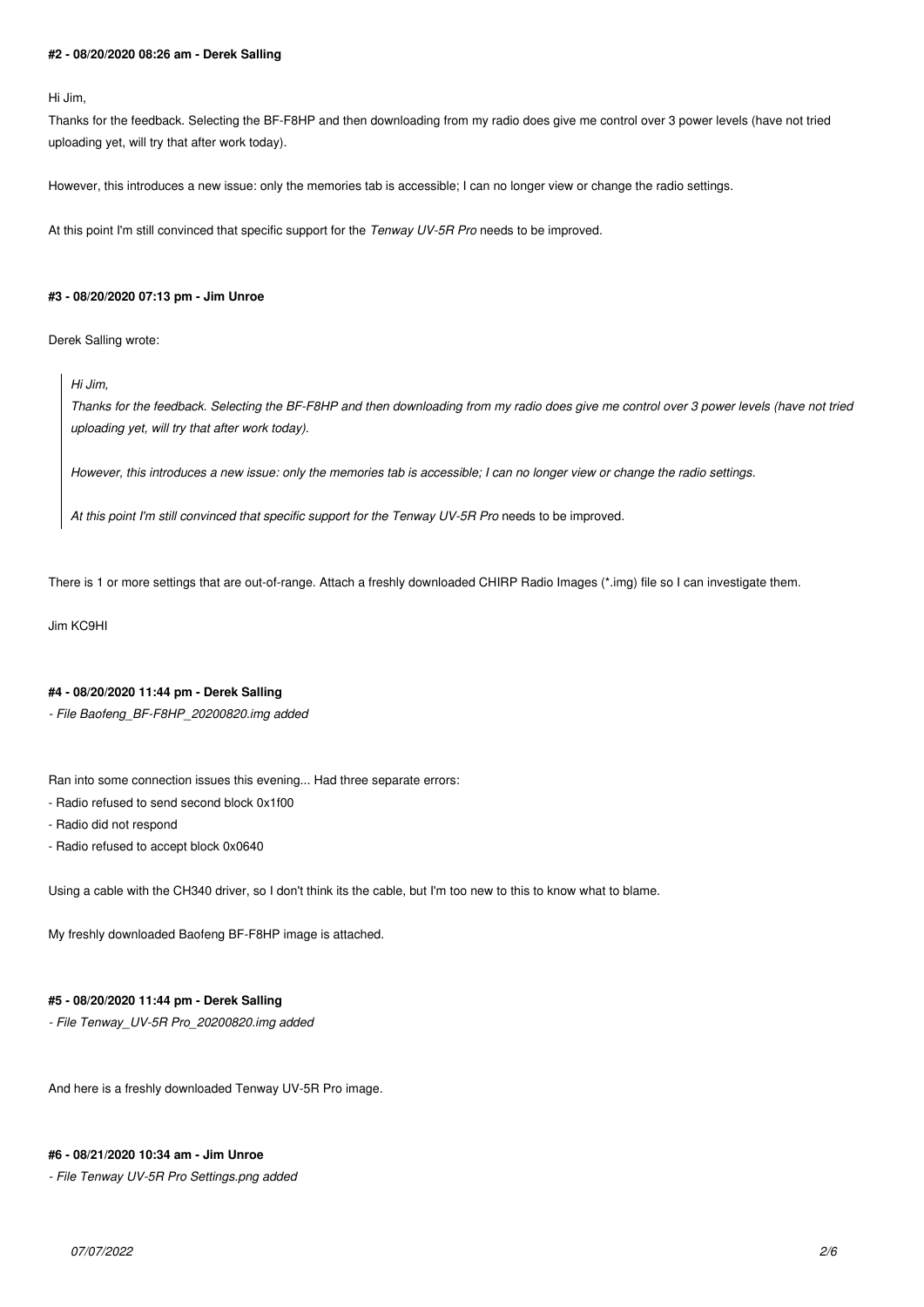#### #2 - 08/20/2020 08:26 am - Derek Salling

Hi Jim,

Thanks for the feedback. Selecting the BF-F8HP and then downloading from my radio does give me control over 3 power levels (have not tried uploading yet, will try that after work today).

However, this introduces a new issue: only the memories tab is accessible; I can no longer view or change the radio settings.

At this point I'm still convinced that specific support for the *Tenway UV-5R Pro* needs to be improved.

#### #3 - 08/20/2020 07:13 pm - Jim Unroe

Derek Salling wrote:

> *Hi Jim,*
>
> *Thanks for the feedback. Selecting the BF-F8HP and then downloading from my radio does give me control over 3 power levels (have not tried uploading yet, will try that after work today).*
>
> *However, this introduces a new issue: only the memories tab is accessible; I can no longer view or change the radio settings.*
>
> *At this point I'm still convinced that specific support for the Tenway UV-5R Pro* needs to be improved.

There is 1 or more settings that are out-of-range. Attach a freshly downloaded CHIRP Radio Images (*.img) file so I can investigate them.

Jim KC9HI

#### #4 - 08/20/2020 11:44 pm - Derek Salling

*- File Baofeng_BF-F8HP_20200820.img added*

Ran into some connection issues this evening... Had three separate errors:

- Radio refused to send second block 0x1f00
- Radio did not respond
- Radio refused to accept block 0x0640

Using a cable with the CH340 driver, so I don't think its the cable, but I'm too new to this to know what to blame.

My freshly downloaded Baofeng BF-F8HP image is attached.

#### #5 - 08/20/2020 11:44 pm - Derek Salling

*- File Tenway_UV-5R Pro_20200820.img added*

And here is a freshly downloaded Tenway UV-5R Pro image.

#### #6 - 08/21/2020 10:34 am - Jim Unroe

*- File Tenway UV-5R Pro Settings.png added*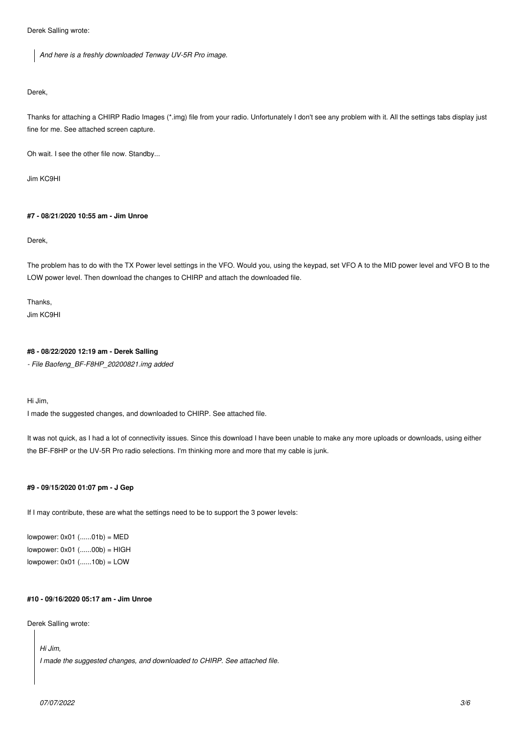Derek Salling wrote:

> *And here is a freshly downloaded Tenway UV-5R Pro image.*

Derek,

Thanks for attaching a CHIRP Radio Images (*.img) file from your radio. Unfortunately I don't see any problem with it. All the settings tabs display just fine for me. See attached screen capture.

Oh wait. I see the other file now. Standby...

Jim KC9HI

**#7 - 08/21/2020 10:55 am - Jim Unroe**

Derek,

The problem has to do with the TX Power level settings in the VFO. Would you, using the keypad, set VFO A to the MID power level and VFO B to the LOW power level. Then download the changes to CHIRP and attach the downloaded file.

Thanks,
Jim KC9HI

**#8 - 08/22/2020 12:19 am - Derek Salling**

*- File Baofeng_BF-F8HP_20200821.img added*

Hi Jim,
I made the suggested changes, and downloaded to CHIRP. See attached file.

It was not quick, as I had a lot of connectivity issues. Since this download I have been unable to make any more uploads or downloads, using either the BF-F8HP or the UV-5R Pro radio selections. I'm thinking more and more that my cable is junk.

**#9 - 09/15/2020 01:07 pm - J Gep**

If I may contribute, these are what the settings need to be to support the 3 power levels:

lowpower: 0x01 (......01b) = MED
lowpower: 0x01 (......00b) = HIGH
lowpower: 0x01 (......10b) = LOW

**#10 - 09/16/2020 05:17 am - Jim Unroe**

Derek Salling wrote:

> *Hi Jim,*
> *I made the suggested changes, and downloaded to CHIRP. See attached file.*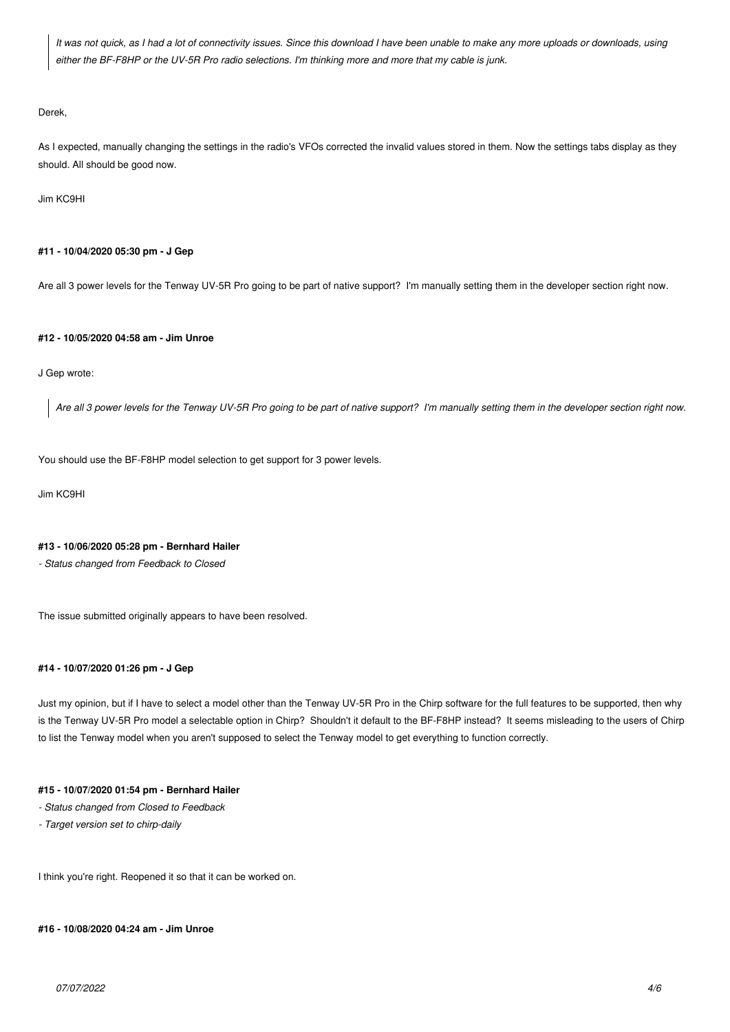> *It was not quick, as I had a lot of connectivity issues. Since this download I have been unable to make any more uploads or downloads, using either the BF-F8HP or the UV-5R Pro radio selections. I'm thinking more and more that my cable is junk.*

Derek,

As I expected, manually changing the settings in the radio's VFOs corrected the invalid values stored in them. Now the settings tabs display as they should. All should be good now.

Jim KC9HI

#### **#11 - 10/04/2020 05:30 pm - J Gep**

Are all 3 power levels for the Tenway UV-5R Pro going to be part of native support? I'm manually setting them in the developer section right now.

#### **#12 - 10/05/2020 04:58 am - Jim Unroe**

J Gep wrote:

> *Are all 3 power levels for the Tenway UV-5R Pro going to be part of native support? I'm manually setting them in the developer section right now.*

You should use the BF-F8HP model selection to get support for 3 power levels.

Jim KC9HI

#### **#13 - 10/06/2020 05:28 pm - Bernhard Hailer**

*- Status changed from Feedback to Closed*

The issue submitted originally appears to have been resolved.

#### **#14 - 10/07/2020 01:26 pm - J Gep**

Just my opinion, but if I have to select a model other than the Tenway UV-5R Pro in the Chirp software for the full features to be supported, then why is the Tenway UV-5R Pro model a selectable option in Chirp? Shouldn't it default to the BF-F8HP instead? It seems misleading to the users of Chirp to list the Tenway model when you aren't supposed to select the Tenway model to get everything to function correctly.

#### **#15 - 10/07/2020 01:54 pm - Bernhard Hailer**

*- Status changed from Closed to Feedback*

*- Target version set to chirp-daily*

I think you're right. Reopened it so that it can be worked on.

#### **#16 - 10/08/2020 04:24 am - Jim Unroe**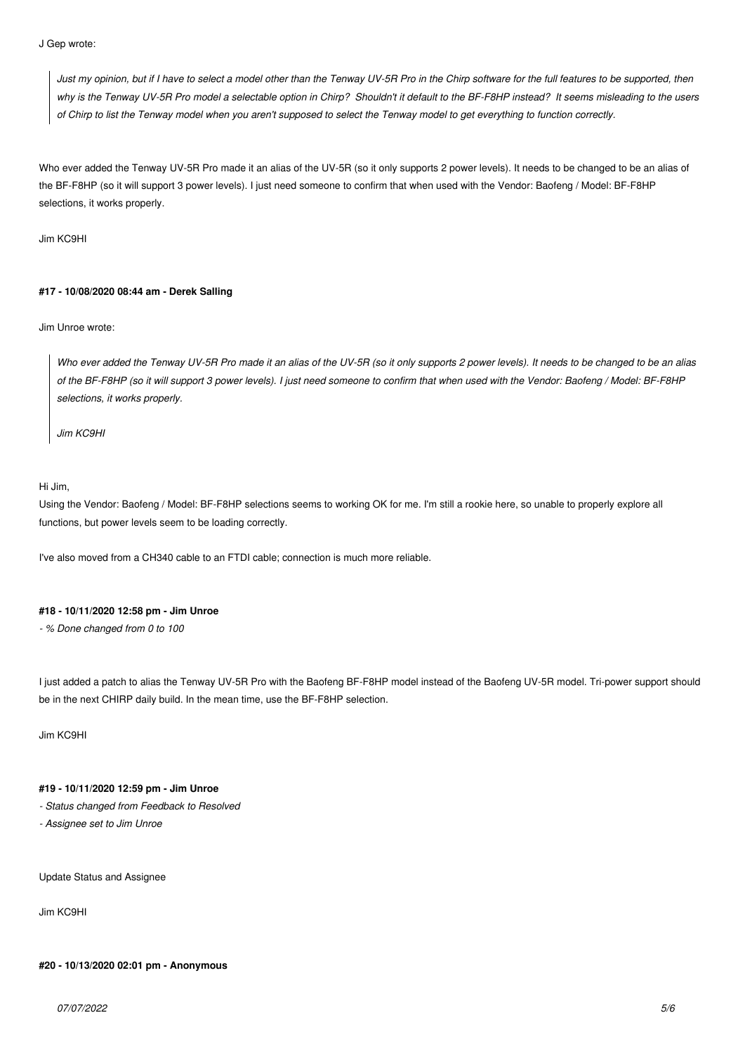J Gep wrote:

> *Just my opinion, but if I have to select a model other than the Tenway UV-5R Pro in the Chirp software for the full features to be supported, then why is the Tenway UV-5R Pro model a selectable option in Chirp? Shouldn't it default to the BF-F8HP instead? It seems misleading to the users of Chirp to list the Tenway model when you aren't supposed to select the Tenway model to get everything to function correctly.*

Who ever added the Tenway UV-5R Pro made it an alias of the UV-5R (so it only supports 2 power levels). It needs to be changed to be an alias of the BF-F8HP (so it will support 3 power levels). I just need someone to confirm that when used with the Vendor: Baofeng / Model: BF-F8HP selections, it works properly.

Jim KC9HI

**#17 - 10/08/2020 08:44 am - Derek Salling**

Jim Unroe wrote:

> *Who ever added the Tenway UV-5R Pro made it an alias of the UV-5R (so it only supports 2 power levels). It needs to be changed to be an alias of the BF-F8HP (so it will support 3 power levels). I just need someone to confirm that when used with the Vendor: Baofeng / Model: BF-F8HP selections, it works properly.*
>
> *Jim KC9HI*

Hi Jim,
Using the Vendor: Baofeng / Model: BF-F8HP selections seems to working OK for me. I'm still a rookie here, so unable to properly explore all functions, but power levels seem to be loading correctly.

I've also moved from a CH340 cable to an FTDI cable; connection is much more reliable.

**#18 - 10/11/2020 12:58 pm - Jim Unroe**

*- % Done changed from 0 to 100*

I just added a patch to alias the Tenway UV-5R Pro with the Baofeng BF-F8HP model instead of the Baofeng UV-5R model. Tri-power support should be in the next CHIRP daily build. In the mean time, use the BF-F8HP selection.

Jim KC9HI

**#19 - 10/11/2020 12:59 pm - Jim Unroe**

*- Status changed from Feedback to Resolved*

*- Assignee set to Jim Unroe*

Update Status and Assignee

Jim KC9HI

**#20 - 10/13/2020 02:01 pm - Anonymous**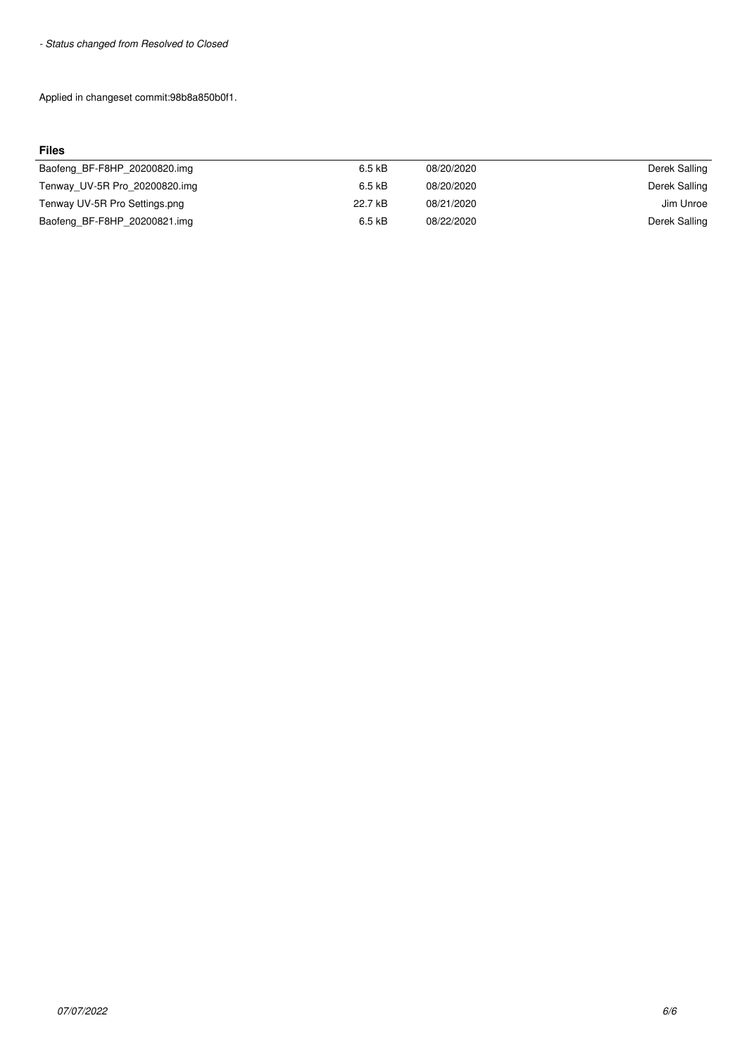*- Status changed from Resolved to Closed*

Applied in changeset commit:98b8a850b0f1.

### Files

| | | | |
|---|---|---|---|
| Baofeng_BF-F8HP_20200820.img | 6.5 kB | 08/20/2020 | Derek Salling |
| Tenway_UV-5R Pro_20200820.img | 6.5 kB | 08/20/2020 | Derek Salling |
| Tenway UV-5R Pro Settings.png | 22.7 kB | 08/21/2020 | Jim Unroe |
| Baofeng_BF-F8HP_20200821.img | 6.5 kB | 08/22/2020 | Derek Salling |